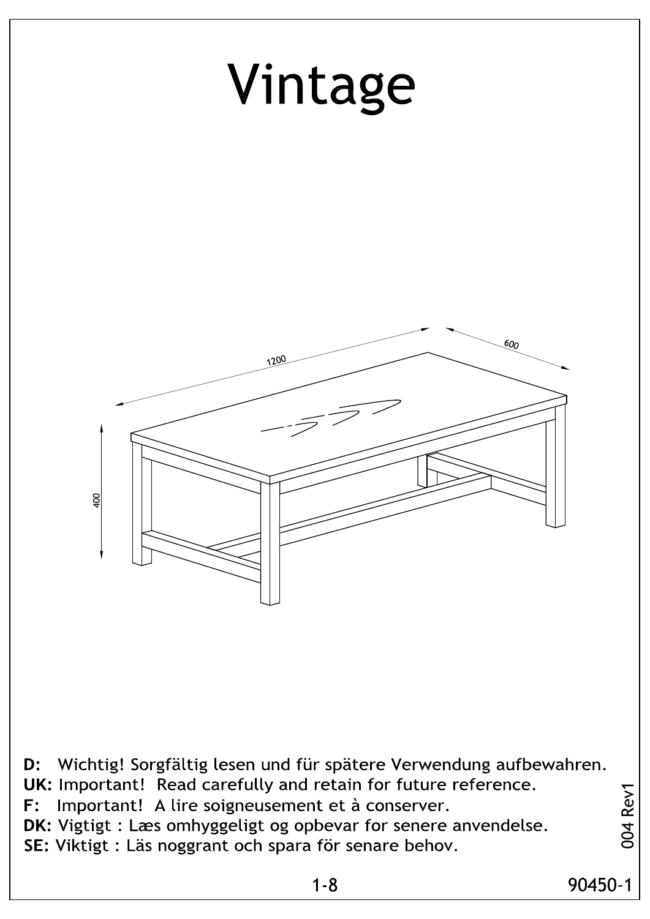# Vintage

1200

600

400

**D:** Wichtig! Sorgfältig lesen und für spätere Verwendung aufbewahren.
**UK:** Important! Read carefully and retain for future reference.
**F:** Important! A lire soigneusement et à conserver.
**DK:** Vigtigt : Læs omhyggeligt og opbevar for senere anvendelse.
**SE:** Viktigt : Läs noggrant och spara för senare behov.

004 Rev1

90450-1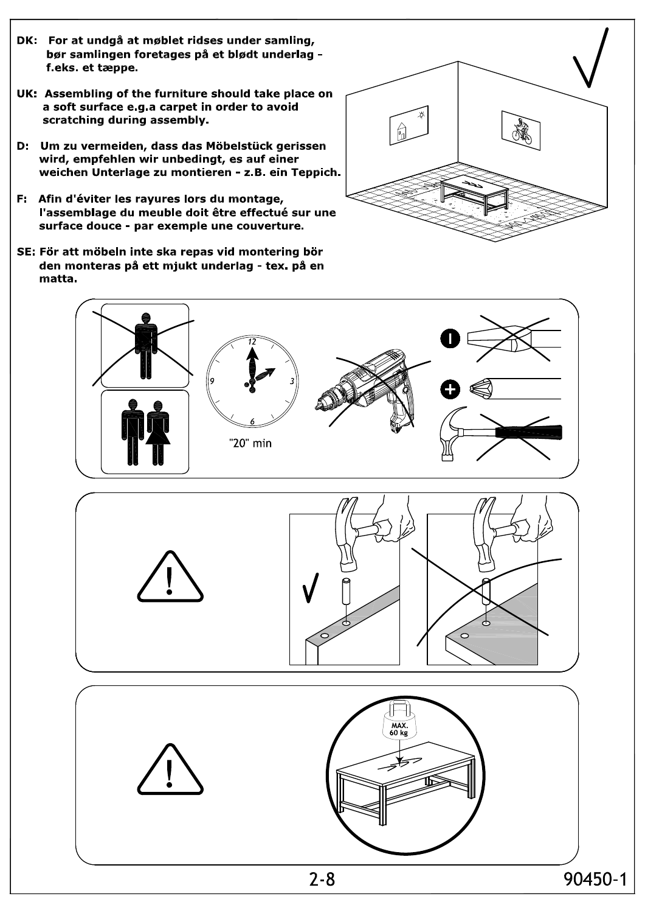**DK:** For at undgå at møblet ridses under samling, bør samlingen foretages på et blødt underlag - f.eks. et tæppe.

**UK:** Assembling of the furniture should take place on a soft surface e.g.a carpet in order to avoid scratching during assembly.

**D:** Um zu vermeiden, dass das Möbelstück gerissen wird, empfehlen wir unbedingt, es auf einer weichen Unterlage zu montieren - z.B. ein Teppich.

**F:** Afin d'éviter les rayures lors du montage, l'assemblage du meuble doit être effectué sur une surface douce - par exemple une couverture.

**SE:** För att möbeln inte ska repas vid montering bör den monteras på ett mjukt underlag - tex. på en matta.

"20" min

MAX. 60 kg

90450-1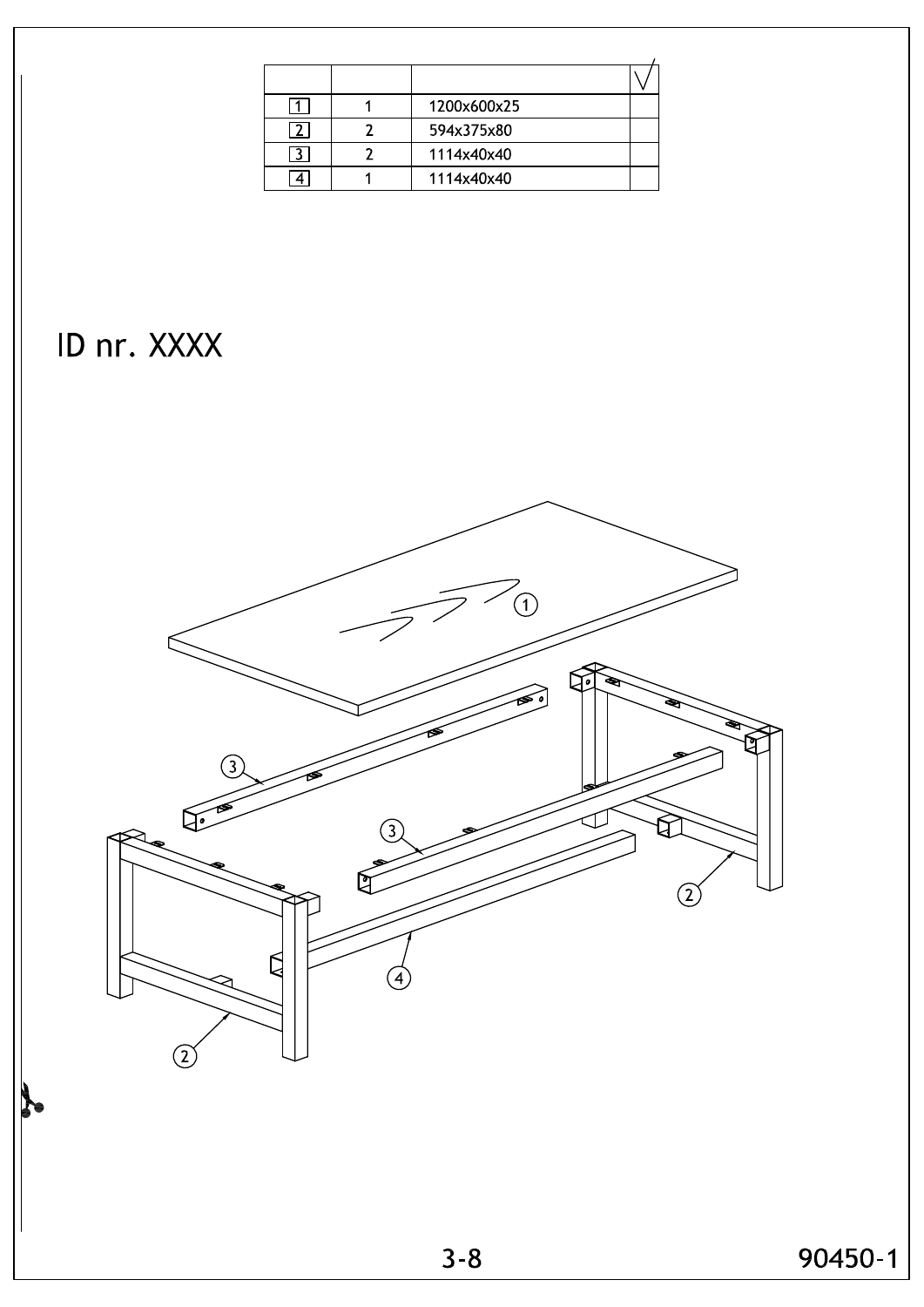|  |  |  | √ |
| --- | --- | --- | --- |
| 1 | 1 | 1200x600x25 |  |
| 2 | 2 | 594x375x80 |  |
| 3 | 2 | 1114x40x40 |  |
| 4 | 1 | 1114x40x40 |  |

ID nr. XXXX

90450-1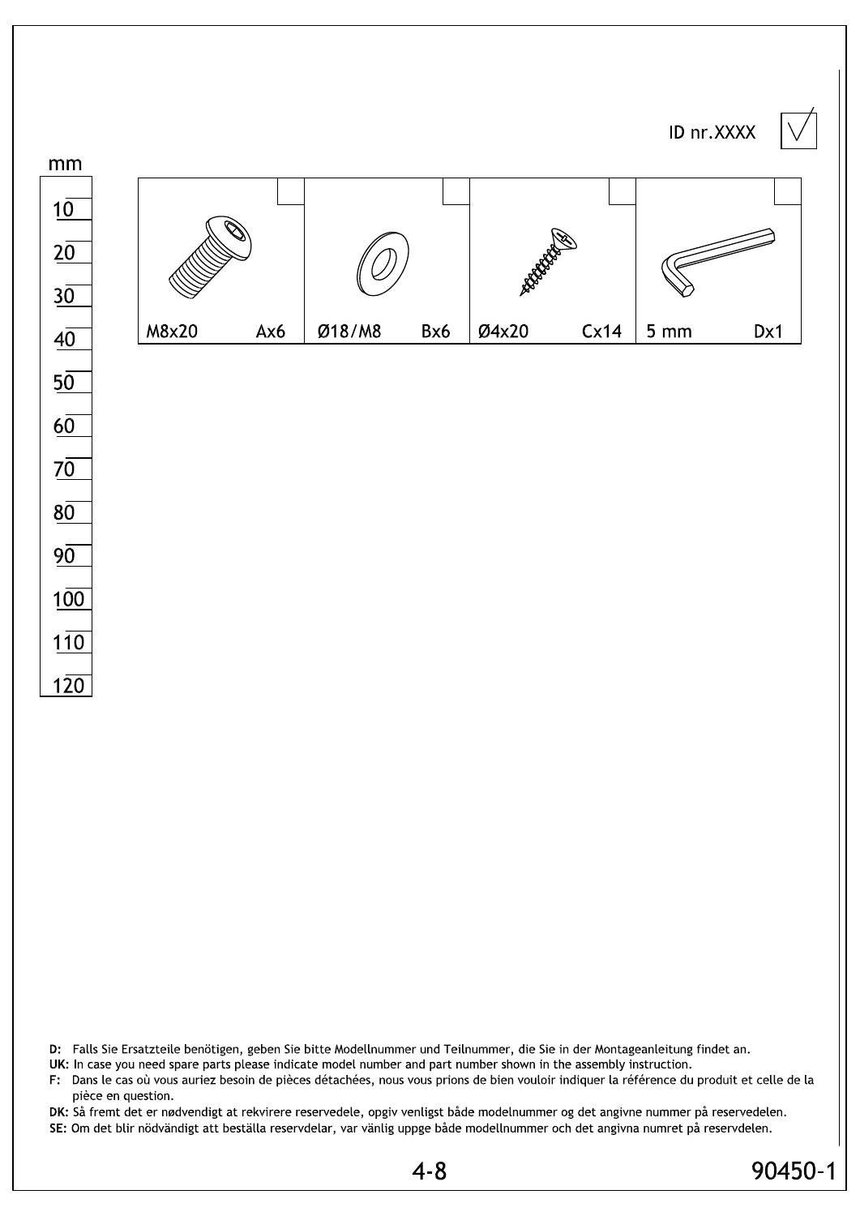ID nr.XXXX

mm

10
20
30
40
50
60
70
80
90
100
110
120

| M8x20 | Ax6 | Ø18/M8 | Bx6 | Ø4x20 | Cx14 | 5 mm | Dx1 |
|---|---|---|---|---|---|---|---|

**D:** Falls Sie Ersatzteile benötigen, geben Sie bitte Modellnummer und Teilnummer, die Sie in der Montageanleitung findet an.
**UK:** In case you need spare parts please indicate model number and part number shown in the assembly instruction.
**F:** Dans le cas où vous auriez besoin de pièces détachées, nous vous prions de bien vouloir indiquer la référence du produit et celle de la pièce en question.
**DK:** Så fremt det er nødvendigt at rekvirere reservedele, opgiv venligst både modelnummer og det angivne nummer på reservedelen.
**SE:** Om det blir nödvändigt att beställa reservdelar, var vänlig uppge både modellnummer och det angivna numret på reservdelen.

90450-1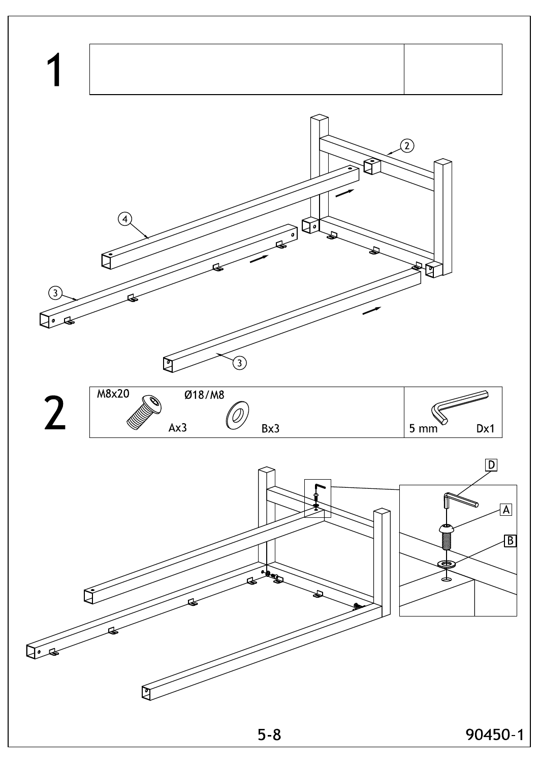# 1

# 2

| M8x20 Ax3 | Ø18/M8 Bx3 | 5 mm Dx1 |
|---|---|---|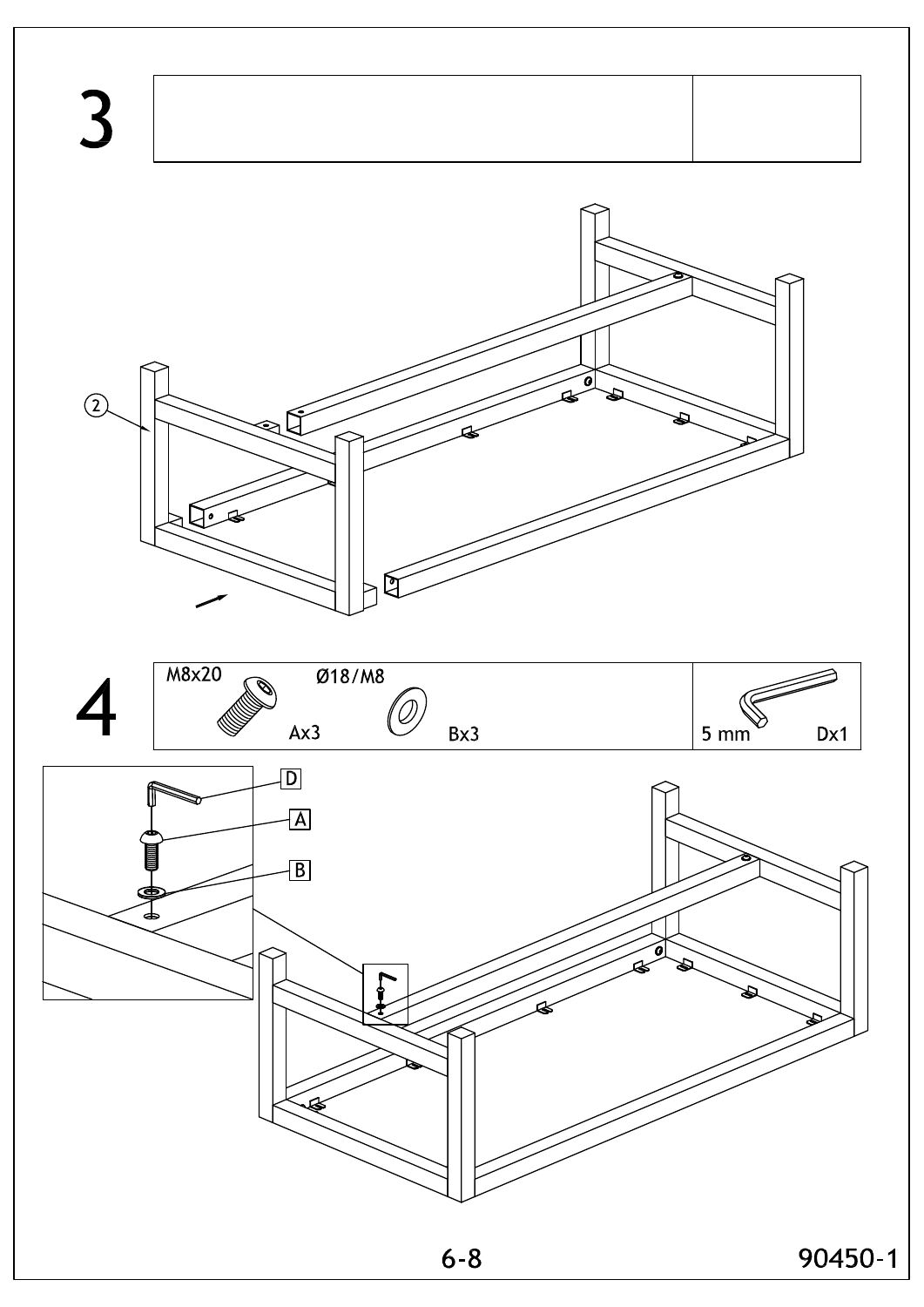# 3

②

# 4

| M8x20 | Ø18/M8 | |
|---|---|---|
| Ax3 | Bx3 | 5 mm Dx1 |

D

A

B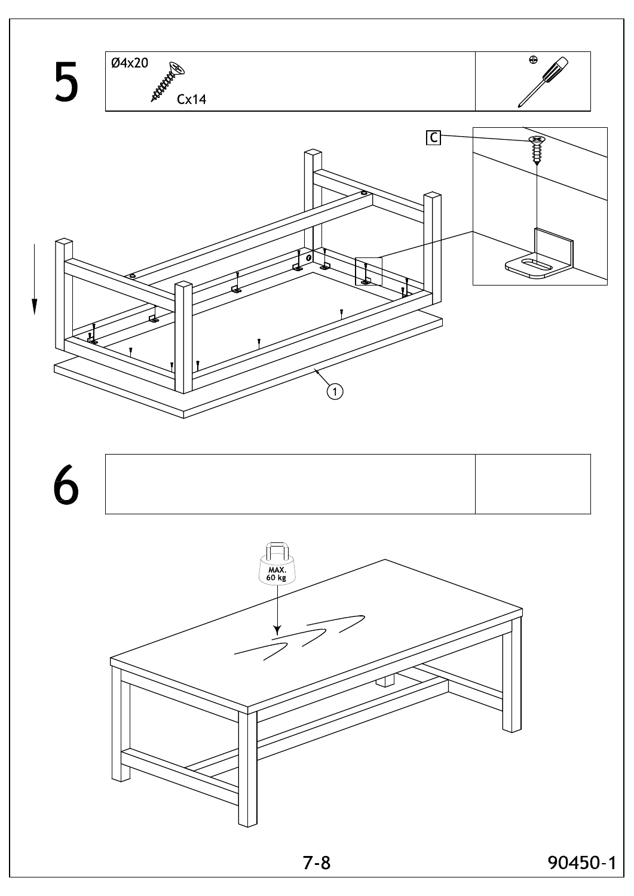# 5

Ø4x20

Cx14

C

1

# 6

MAX.
60 kg

90450-1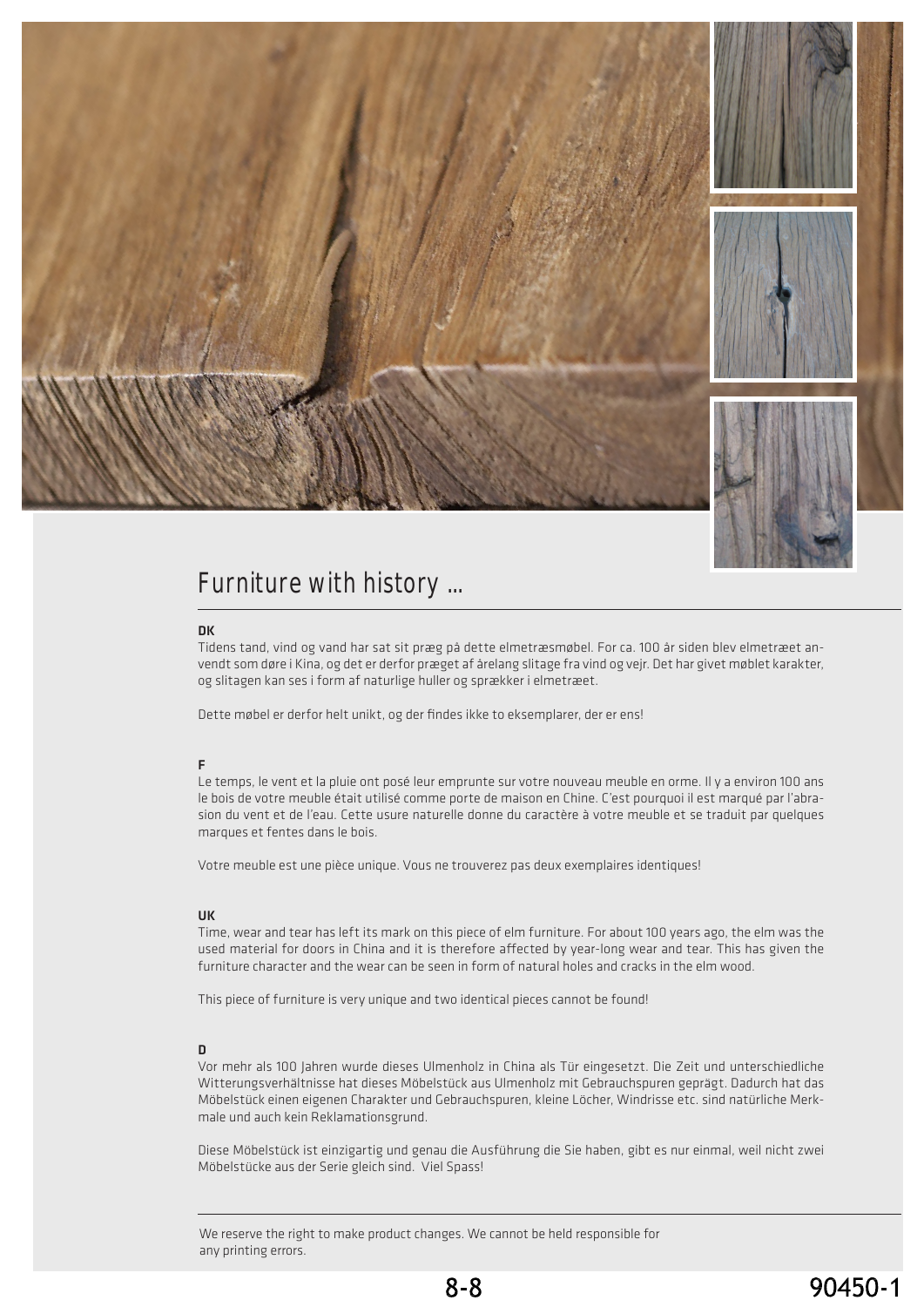# Furniture with history ...

**DK**

Tidens tand, vind og vand har sat sit præg på dette elmetræsmøbel. For ca. 100 år siden blev elmetræet anvendt som døre i Kina, og det er derfor præget af årelang slitage fra vind og vejr. Det har givet møblet karakter, og slitagen kan ses i form af naturlige huller og sprækker i elmetræet.

Dette møbel er derfor helt unikt, og der findes ikke to eksemplarer, der er ens!

**F**

Le temps, le vent et la pluie ont posé leur emprunte sur votre nouveau meuble en orme. Il y a environ 100 ans le bois de votre meuble était utilisé comme porte de maison en Chine. C'est pourquoi il est marqué par l'abrasion du vent et de l'eau. Cette usure naturelle donne du caractère à votre meuble et se traduit par quelques marques et fentes dans le bois.

Votre meuble est une pièce unique. Vous ne trouverez pas deux exemplaires identiques!

**UK**

Time, wear and tear has left its mark on this piece of elm furniture. For about 100 years ago, the elm was the used material for doors in China and it is therefore affected by year-long wear and tear. This has given the furniture character and the wear can be seen in form of natural holes and cracks in the elm wood.

This piece of furniture is very unique and two identical pieces cannot be found!

**D**

Vor mehr als 100 Jahren wurde dieses Ulmenholz in China als Tür eingesetzt. Die Zeit und unterschiedliche Witterungsverhältnisse hat dieses Möbelstück aus Ulmenholz mit Gebrauchspuren geprägt. Dadurch hat das Möbelstück einen eigenen Charakter und Gebrauchspuren, kleine Löcher, Windrisse etc. sind natürliche Merkmale und auch kein Reklamationsgrund.

Diese Möbelstück ist einzigartig und genau die Ausführung die Sie haben, gibt es nur einmal, weil nicht zwei Möbelstücke aus der Serie gleich sind. Viel Spass!

We reserve the right to make product changes. We cannot be held responsible for any printing errors.

90450-1